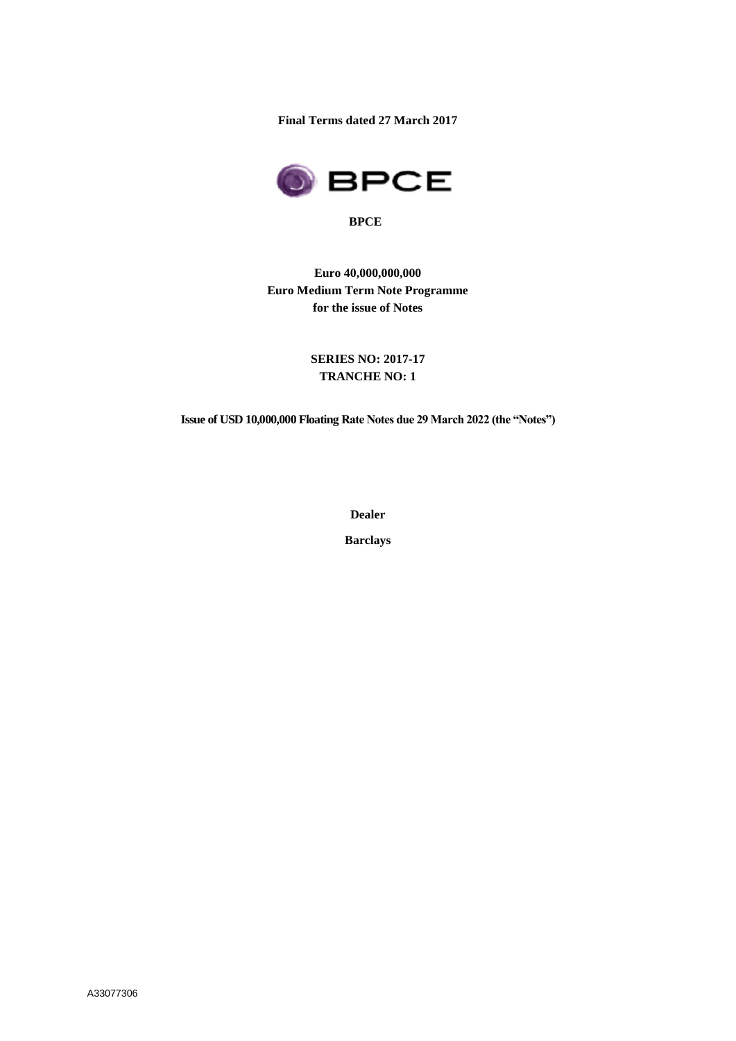**Final Terms dated 27 March 2017**

BPCE

**BPCE**

**Euro 40,000,000,000**
**Euro Medium Term Note Programme**
**for the issue of Notes**

**SERIES NO: 2017-17**
**TRANCHE NO: 1**

**Issue of USD 10,000,000 Floating Rate Notes due 29 March 2022 (the "Notes")**

**Dealer**

**Barclays**

A33077306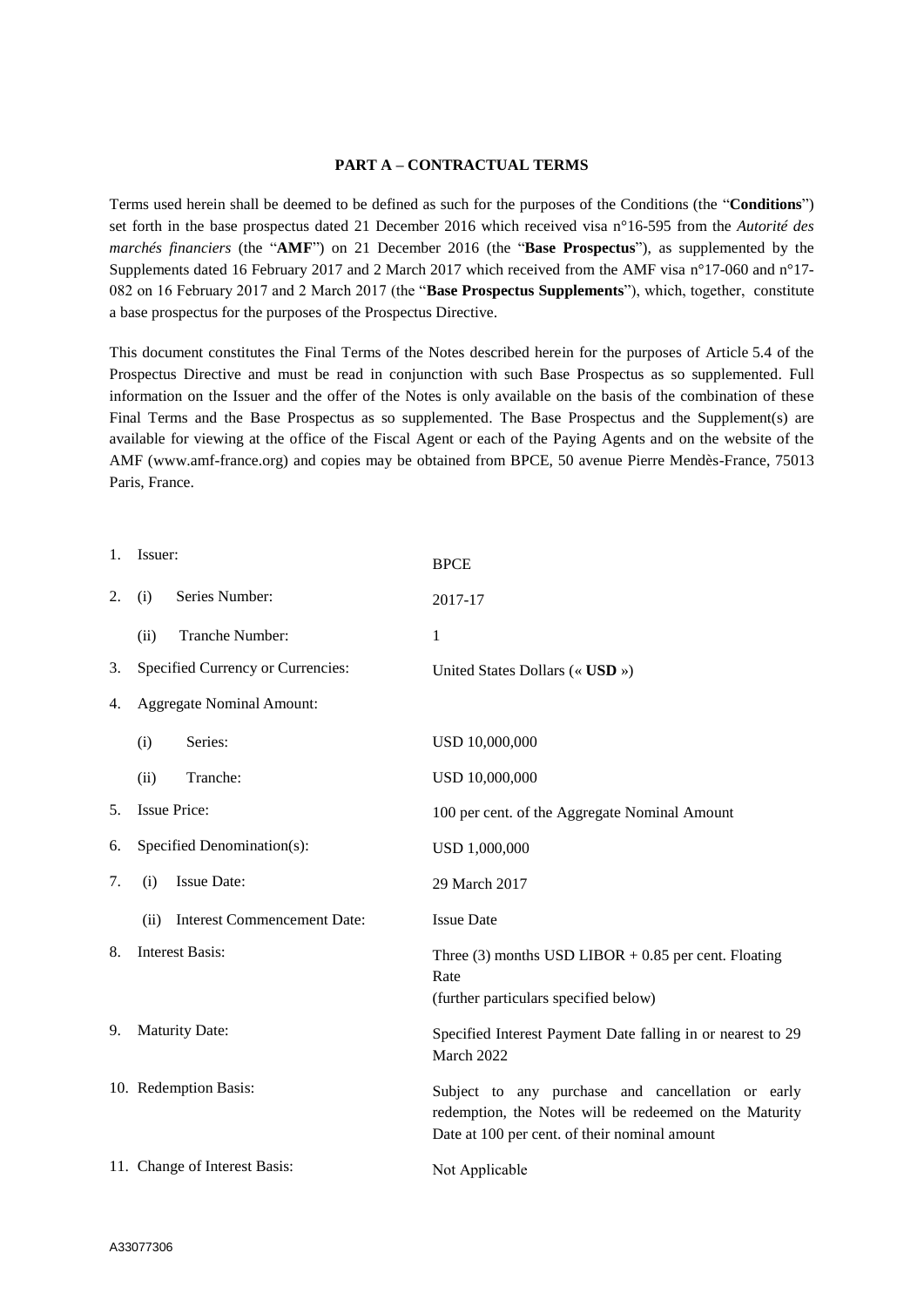**PART A – CONTRACTUAL TERMS**

Terms used herein shall be deemed to be defined as such for the purposes of the Conditions (the "**Conditions**") set forth in the base prospectus dated 21 December 2016 which received visa n°16-595 from the *Autorité des marchés financiers* (the "**AMF**") on 21 December 2016 (the "**Base Prospectus**"), as supplemented by the Supplements dated 16 February 2017 and 2 March 2017 which received from the AMF visa n°17-060 and n°17-082 on 16 February 2017 and 2 March 2017 (the "**Base Prospectus Supplements**"), which, together, constitute a base prospectus for the purposes of the Prospectus Directive.

This document constitutes the Final Terms of the Notes described herein for the purposes of Article 5.4 of the Prospectus Directive and must be read in conjunction with such Base Prospectus as so supplemented. Full information on the Issuer and the offer of the Notes is only available on the basis of the combination of these Final Terms and the Base Prospectus as so supplemented. The Base Prospectus and the Supplement(s) are available for viewing at the office of the Fiscal Agent or each of the Paying Agents and on the website of the AMF (www.amf-france.org) and copies may be obtained from BPCE, 50 avenue Pierre Mendès-France, 75013 Paris, France.

| | |
|---|---|
| 1. Issuer: | BPCE |
| 2. (i) Series Number: | 2017-17 |
| (ii) Tranche Number: | 1 |
| 3. Specified Currency or Currencies: | United States Dollars (« **USD** ») |
| 4. Aggregate Nominal Amount: | |
| (i) Series: | USD 10,000,000 |
| (ii) Tranche: | USD 10,000,000 |
| 5. Issue Price: | 100 per cent. of the Aggregate Nominal Amount |
| 6. Specified Denomination(s): | USD 1,000,000 |
| 7. (i) Issue Date: | 29 March 2017 |
| (ii) Interest Commencement Date: | Issue Date |
| 8. Interest Basis: | Three (3) months USD LIBOR + 0.85 per cent. Floating Rate<br>(further particulars specified below) |
| 9. Maturity Date: | Specified Interest Payment Date falling in or nearest to 29 March 2022 |
| 10. Redemption Basis: | Subject to any purchase and cancellation or early redemption, the Notes will be redeemed on the Maturity Date at 100 per cent. of their nominal amount |
| 11. Change of Interest Basis: | Not Applicable |

A33077306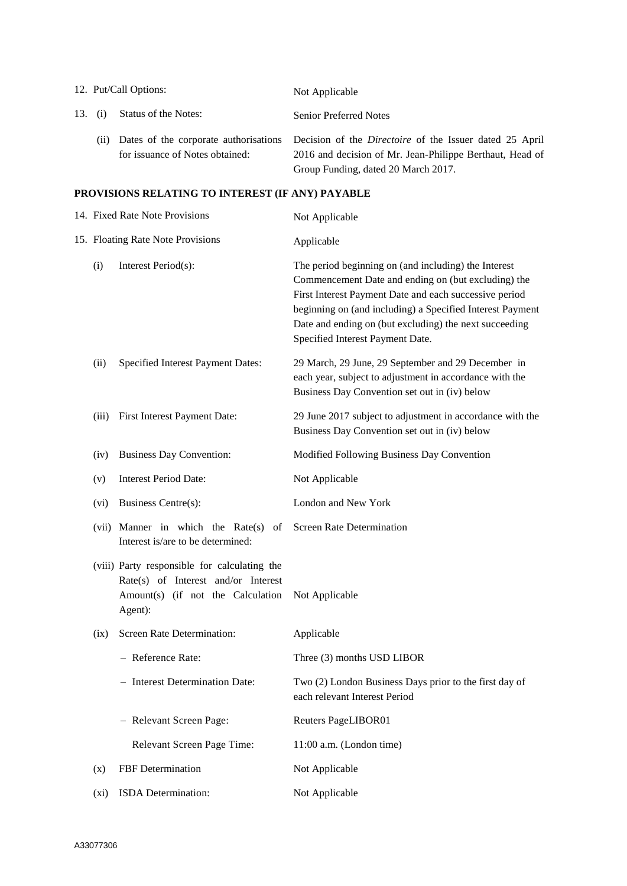| | |
|---|---|
| 12. Put/Call Options: | Not Applicable |
| 13. (i) Status of the Notes: | Senior Preferred Notes |
| (ii) Dates of the corporate authorisations for issuance of Notes obtained: | Decision of the *Directoire* of the Issuer dated 25 April 2016 and decision of Mr. Jean-Philippe Berthaut, Head of Group Funding, dated 20 March 2017. |

**PROVISIONS RELATING TO INTEREST (IF ANY) PAYABLE**

| | |
|---|---|
| 14. Fixed Rate Note Provisions | Not Applicable |
| 15. Floating Rate Note Provisions | Applicable |
| (i) Interest Period(s): | The period beginning on (and including) the Interest Commencement Date and ending on (but excluding) the First Interest Payment Date and each successive period beginning on (and including) a Specified Interest Payment Date and ending on (but excluding) the next succeeding Specified Interest Payment Date. |
| (ii) Specified Interest Payment Dates: | 29 March, 29 June, 29 September and 29 December in each year, subject to adjustment in accordance with the Business Day Convention set out in (iv) below |
| (iii) First Interest Payment Date: | 29 June 2017 subject to adjustment in accordance with the Business Day Convention set out in (iv) below |
| (iv) Business Day Convention: | Modified Following Business Day Convention |
| (v) Interest Period Date: | Not Applicable |
| (vi) Business Centre(s): | London and New York |
| (vii) Manner in which the Rate(s) of Interest is/are to be determined: | Screen Rate Determination |
| (viii) Party responsible for calculating the Rate(s) of Interest and/or Interest Amount(s) (if not the Calculation Agent): | Not Applicable |
| (ix) Screen Rate Determination: | Applicable |
| – Reference Rate: | Three (3) months USD LIBOR |
| – Interest Determination Date: | Two (2) London Business Days prior to the first day of each relevant Interest Period |
| – Relevant Screen Page: | Reuters PageLIBOR01 |
| Relevant Screen Page Time: | 11:00 a.m. (London time) |
| (x) FBF Determination | Not Applicable |
| (xi) ISDA Determination: | Not Applicable |

A33077306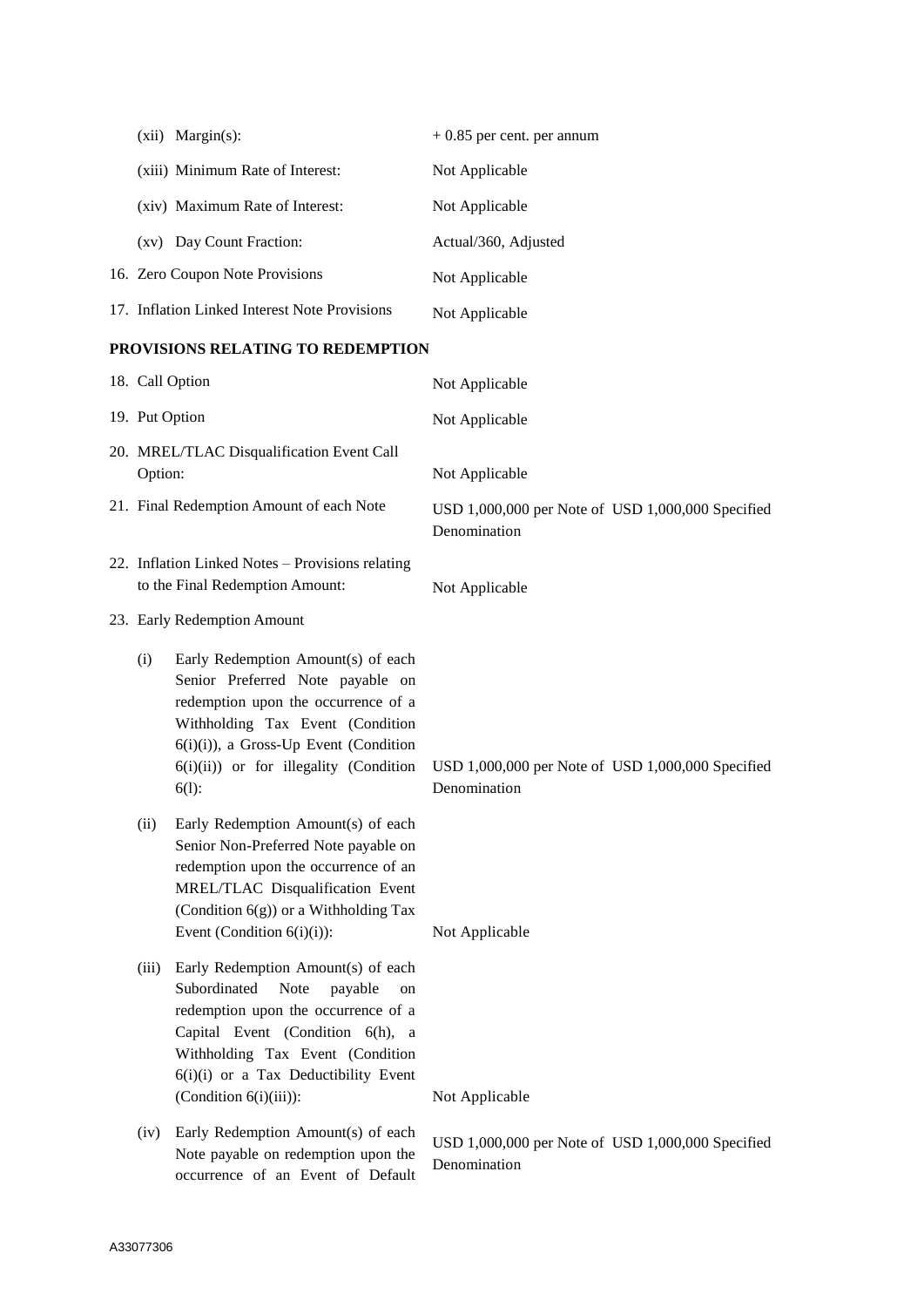| | |
|---|---|
| (xii) Margin(s): | + 0.85 per cent. per annum |
| (xiii) Minimum Rate of Interest: | Not Applicable |
| (xiv) Maximum Rate of Interest: | Not Applicable |
| (xv) Day Count Fraction: | Actual/360, Adjusted |
| 16. Zero Coupon Note Provisions | Not Applicable |
| 17. Inflation Linked Interest Note Provisions | Not Applicable |

**PROVISIONS RELATING TO REDEMPTION**

| | |
|---|---|
| 18. Call Option | Not Applicable |
| 19. Put Option | Not Applicable |
| 20. MREL/TLAC Disqualification Event Call Option: | Not Applicable |
| 21. Final Redemption Amount of each Note | USD 1,000,000 per Note of USD 1,000,000 Specified Denomination |
| 22. Inflation Linked Notes – Provisions relating to the Final Redemption Amount: | Not Applicable |
| 23. Early Redemption Amount | |
| (i) Early Redemption Amount(s) of each Senior Preferred Note payable on redemption upon the occurrence of a Withholding Tax Event (Condition 6(i)(i)), a Gross-Up Event (Condition 6(i)(ii)) or for illegality (Condition 6(l): | USD 1,000,000 per Note of USD 1,000,000 Specified Denomination |
| (ii) Early Redemption Amount(s) of each Senior Non-Preferred Note payable on redemption upon the occurrence of an MREL/TLAC Disqualification Event (Condition 6(g)) or a Withholding Tax Event (Condition 6(i)(i)): | Not Applicable |
| (iii) Early Redemption Amount(s) of each Subordinated Note payable on redemption upon the occurrence of a Capital Event (Condition 6(h), a Withholding Tax Event (Condition 6(i)(i) or a Tax Deductibility Event (Condition 6(i)(iii)): | Not Applicable |
| (iv) Early Redemption Amount(s) of each Note payable on redemption upon the occurrence of an Event of Default | USD 1,000,000 per Note of USD 1,000,000 Specified Denomination |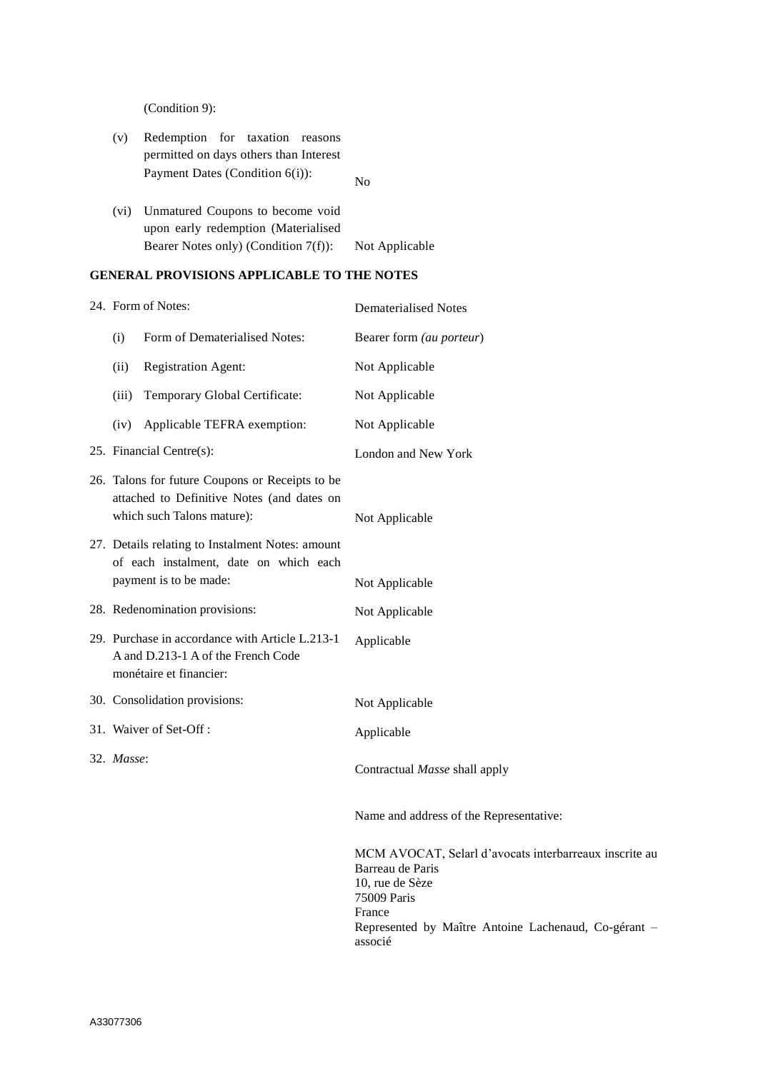| | |
|---|---|
| (Condition 9): | |
| (v) Redemption for taxation reasons permitted on days others than Interest Payment Dates (Condition 6(i)): | No |
| (vi) Unmatured Coupons to become void upon early redemption (Materialised Bearer Notes only) (Condition 7(f)): | Not Applicable |

**GENERAL PROVISIONS APPLICABLE TO THE NOTES**

| | |
|---|---|
| 24. Form of Notes: | Dematerialised Notes |
| (i) Form of Dematerialised Notes: | Bearer form *(au porteur)* |
| (ii) Registration Agent: | Not Applicable |
| (iii) Temporary Global Certificate: | Not Applicable |
| (iv) Applicable TEFRA exemption: | Not Applicable |
| 25. Financial Centre(s): | London and New York |
| 26. Talons for future Coupons or Receipts to be attached to Definitive Notes (and dates on which such Talons mature): | Not Applicable |
| 27. Details relating to Instalment Notes: amount of each instalment, date on which each payment is to be made: | Not Applicable |
| 28. Redenomination provisions: | Not Applicable |
| 29. Purchase in accordance with Article L.213-1 A and D.213-1 A of the French Code monétaire et financier: | Applicable |
| 30. Consolidation provisions: | Not Applicable |
| 31. Waiver of Set-Off : | Applicable |
| 32. *Masse*: | Contractual *Masse* shall apply<br><br>Name and address of the Representative:<br><br>MCM AVOCAT, Selarl d'avocats interbarreaux inscrite au Barreau de Paris<br>10, rue de Sèze<br>75009 Paris<br>France<br>Represented by Maître Antoine Lachenaud, Co-gérant – associé |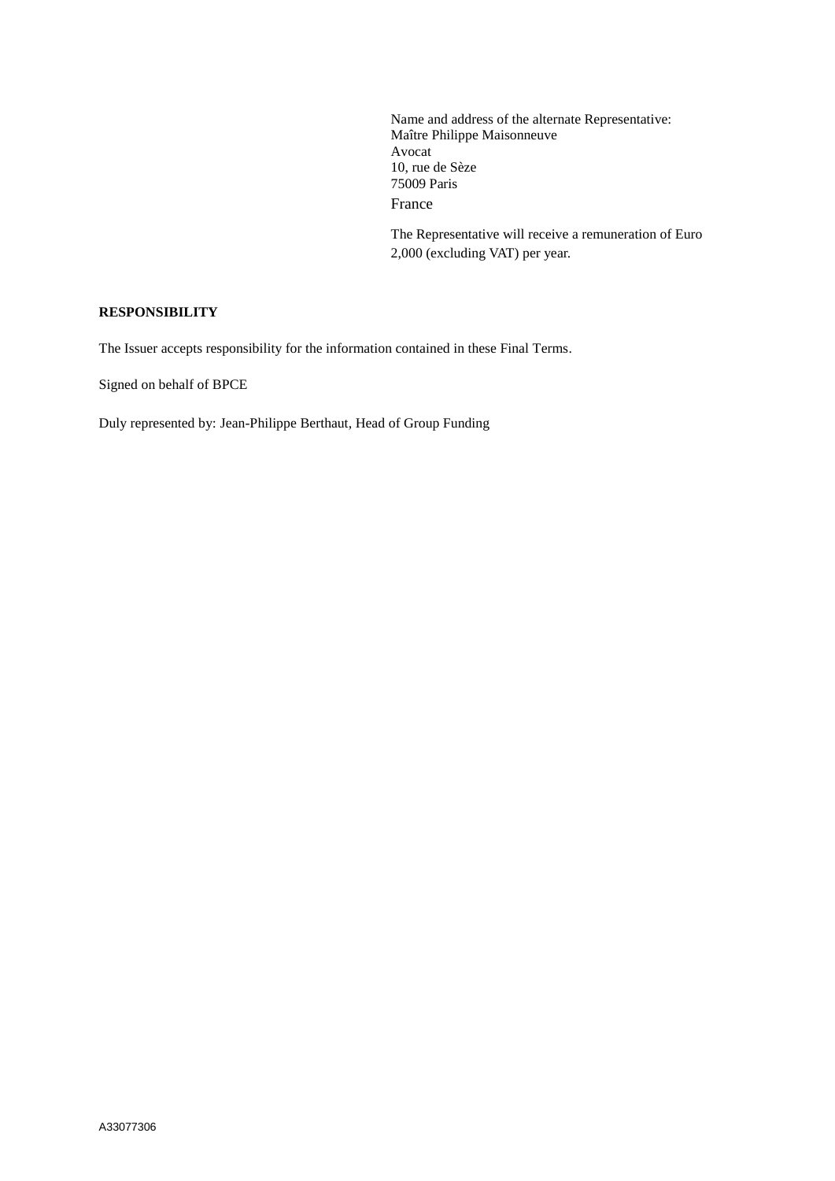Name and address of the alternate Representative:
Maître Philippe Maisonneuve
Avocat
10, rue de Sèze
75009 Paris
France

The Representative will receive a remuneration of Euro 2,000 (excluding VAT) per year.

**RESPONSIBILITY**

The Issuer accepts responsibility for the information contained in these Final Terms.

Signed on behalf of BPCE

Duly represented by: Jean-Philippe Berthaut, Head of Group Funding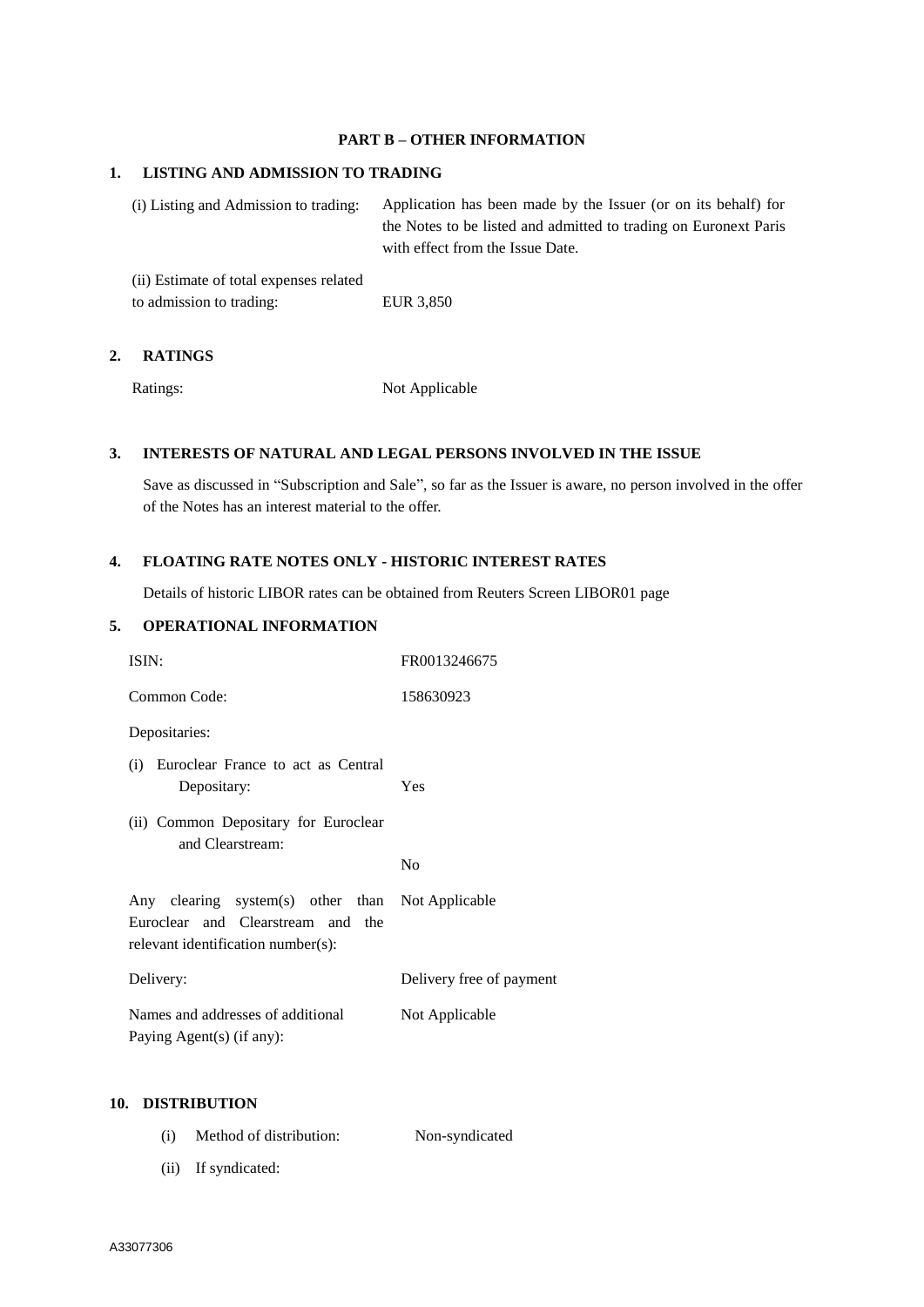## PART B – OTHER INFORMATION

### 1. LISTING AND ADMISSION TO TRADING

| | |
|---|---|
| (i) Listing and Admission to trading: | Application has been made by the Issuer (or on its behalf) for the Notes to be listed and admitted to trading on Euronext Paris with effect from the Issue Date. |
| (ii) Estimate of total expenses related to admission to trading: | EUR 3,850 |

### 2. RATINGS

| | |
|---|---|
| Ratings: | Not Applicable |

### 3. INTERESTS OF NATURAL AND LEGAL PERSONS INVOLVED IN THE ISSUE

Save as discussed in "Subscription and Sale", so far as the Issuer is aware, no person involved in the offer of the Notes has an interest material to the offer.

### 4. FLOATING RATE NOTES ONLY - HISTORIC INTEREST RATES

Details of historic LIBOR rates can be obtained from Reuters Screen LIBOR01 page

### 5. OPERATIONAL INFORMATION

| | |
|---|---|
| ISIN: | FR0013246675 |
| Common Code: | 158630923 |
| Depositaries: | |
| (i) Euroclear France to act as Central Depositary: | Yes |
| (ii) Common Depositary for Euroclear and Clearstream: | No |
| Any clearing system(s) other than Euroclear and Clearstream and the relevant identification number(s): | Not Applicable |
| Delivery: | Delivery free of payment |
| Names and addresses of additional Paying Agent(s) (if any): | Not Applicable |

### 10. DISTRIBUTION

| | |
|---|---|
| (i) Method of distribution: | Non-syndicated |
| (ii) If syndicated: | |

A33077306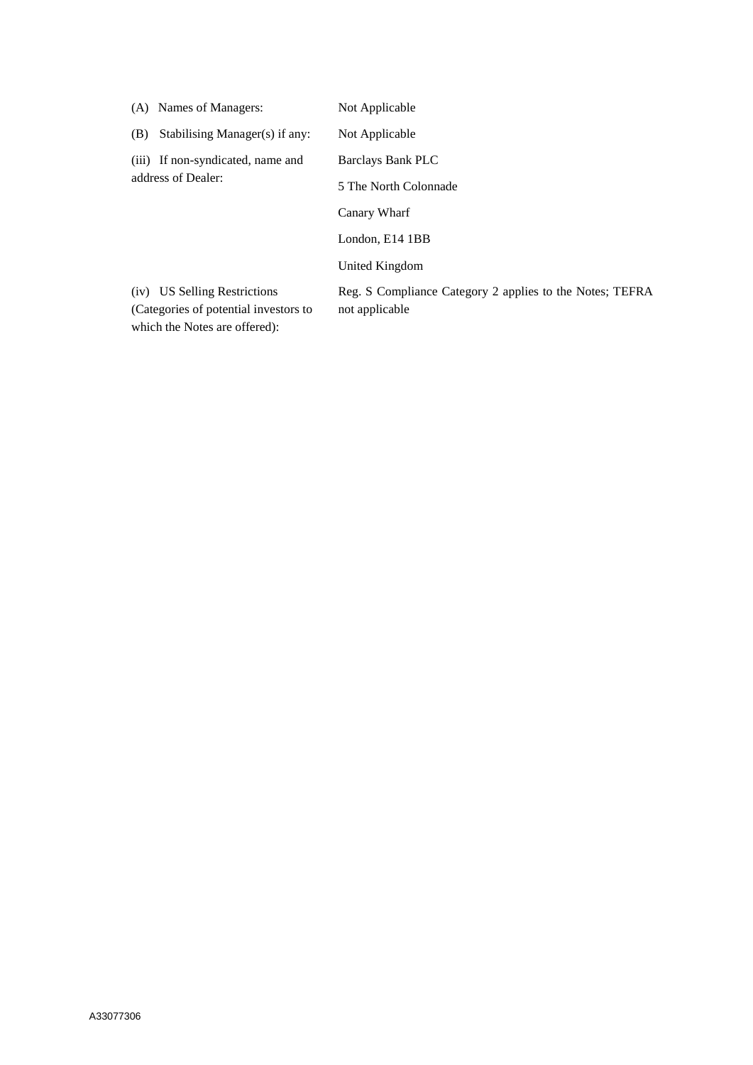| | |
|---|---|
| (A) Names of Managers: | Not Applicable |
| (B) Stabilising Manager(s) if any: | Not Applicable |
| (iii) If non-syndicated, name and address of Dealer: | Barclays Bank PLC<br>5 The North Colonnade<br>Canary Wharf<br>London, E14 1BB<br>United Kingdom |
| (iv) US Selling Restrictions (Categories of potential investors to which the Notes are offered): | Reg. S Compliance Category 2 applies to the Notes; TEFRA not applicable |

A33077306